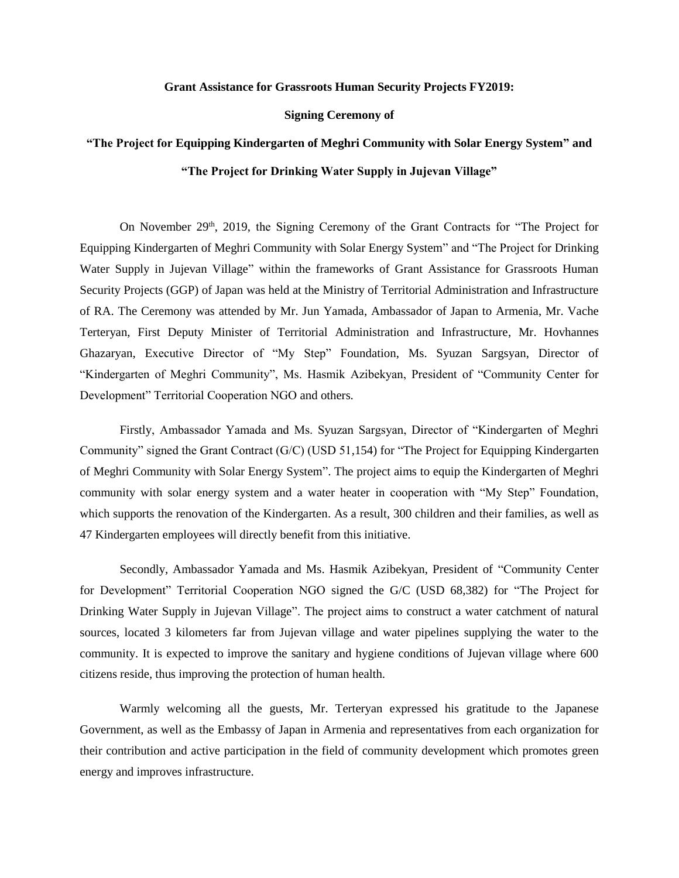**Grant Assistance for Grassroots Human Security Projects FY2019:**

**Signing Ceremony of**

**“The Project for Equipping Kindergarten of Meghri Community with Solar Energy System” and**

**“The Project for Drinking Water Supply in Jujevan Village”**

On November 29th, 2019, the Signing Ceremony of the Grant Contracts for “The Project for Equipping Kindergarten of Meghri Community with Solar Energy System” and “The Project for Drinking Water Supply in Jujevan Village” within the frameworks of Grant Assistance for Grassroots Human Security Projects (GGP) of Japan was held at the Ministry of Territorial Administration and Infrastructure of RA. The Ceremony was attended by Mr. Jun Yamada, Ambassador of Japan to Armenia, Mr. Vache Terteryan, First Deputy Minister of Territorial Administration and Infrastructure, Mr. Hovhannes Ghazaryan, Executive Director of “My Step” Foundation, Ms. Syuzan Sargsyan, Director of “Kindergarten of Meghri Community”, Ms. Hasmik Azibekyan, President of “Community Center for Development” Territorial Cooperation NGO and others.

Firstly, Ambassador Yamada and Ms. Syuzan Sargsyan, Director of “Kindergarten of Meghri Community” signed the Grant Contract (G/C) (USD 51,154) for “The Project for Equipping Kindergarten of Meghri Community with Solar Energy System”. The project aims to equip the Kindergarten of Meghri community with solar energy system and a water heater in cooperation with “My Step” Foundation, which supports the renovation of the Kindergarten. As a result, 300 children and their families, as well as 47 Kindergarten employees will directly benefit from this initiative.

Secondly, Ambassador Yamada and Ms. Hasmik Azibekyan, President of “Community Center for Development” Territorial Cooperation NGO signed the G/C (USD 68,382) for “The Project for Drinking Water Supply in Jujevan Village”. The project aims to construct a water catchment of natural sources, located 3 kilometers far from Jujevan village and water pipelines supplying the water to the community. It is expected to improve the sanitary and hygiene conditions of Jujevan village where 600 citizens reside, thus improving the protection of human health.

Warmly welcoming all the guests, Mr. Terteryan expressed his gratitude to the Japanese Government, as well as the Embassy of Japan in Armenia and representatives from each organization for their contribution and active participation in the field of community development which promotes green energy and improves infrastructure.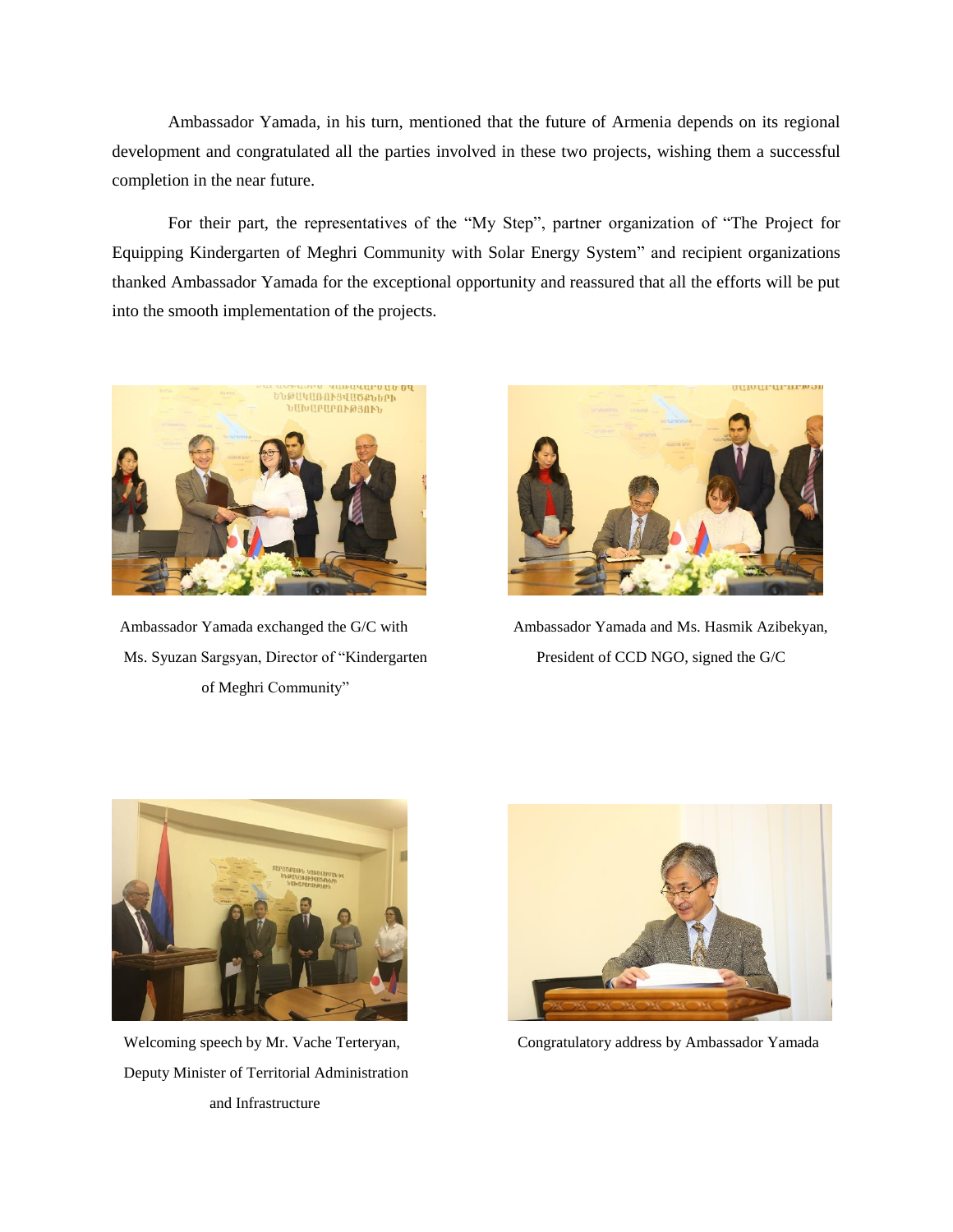Ambassador Yamada, in his turn, mentioned that the future of Armenia depends on its regional development and congratulated all the parties involved in these two projects, wishing them a successful completion in the near future.

For their part, the representatives of the “My Step”, partner organization of “The Project for Equipping Kindergarten of Meghri Community with Solar Energy System” and recipient organizations thanked Ambassador Yamada for the exceptional opportunity and reassured that all the efforts will be put into the smooth implementation of the projects.

Ambassador Yamada exchanged the G/C with Ms. Syuzan Sargsyan, Director of “Kindergarten of Meghri Community”

Ambassador Yamada and Ms. Hasmik Azibekyan, President of CCD NGO, signed the G/C

Welcoming speech by Mr. Vache Terteryan, Deputy Minister of Territorial Administration and Infrastructure

Congratulatory address by Ambassador Yamada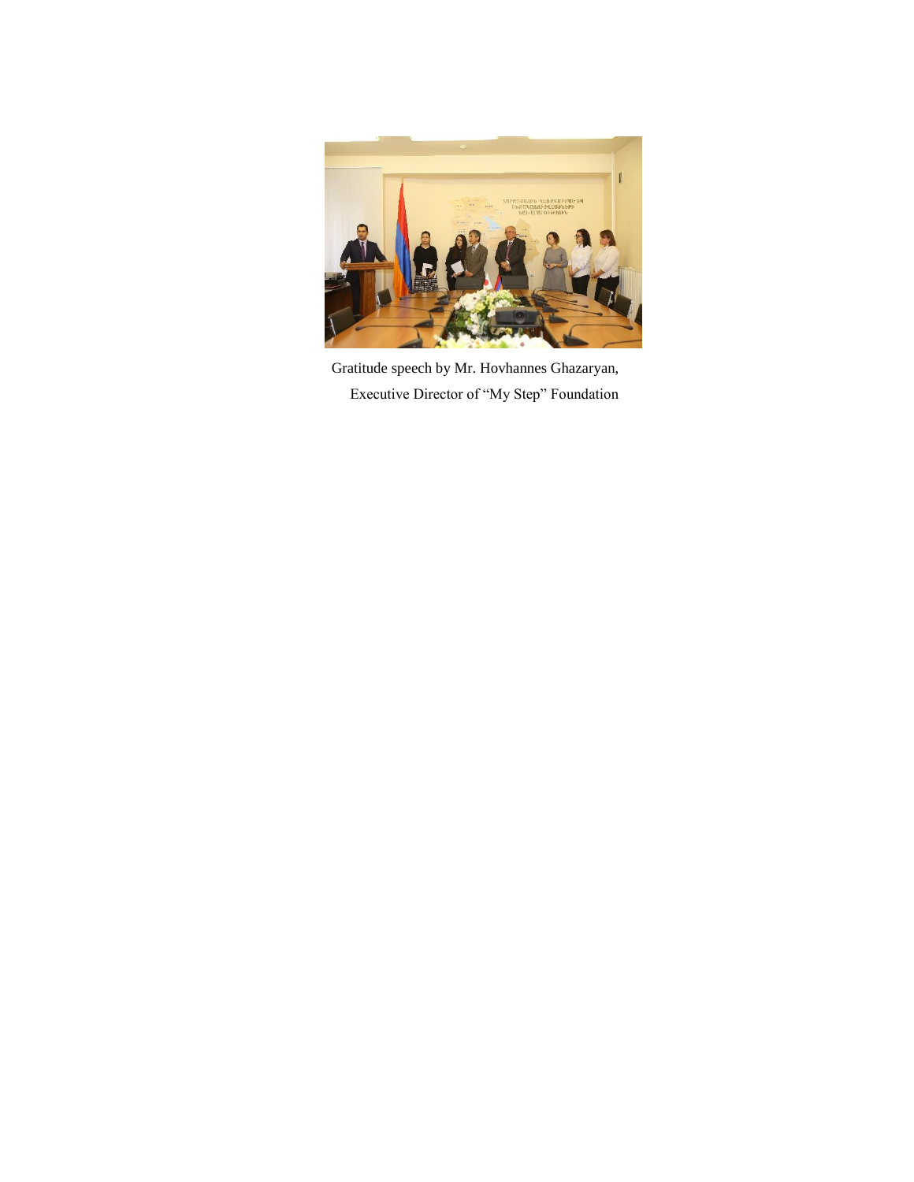Gratitude speech by Mr. Hovhannes Ghazaryan,
Executive Director of "My Step" Foundation